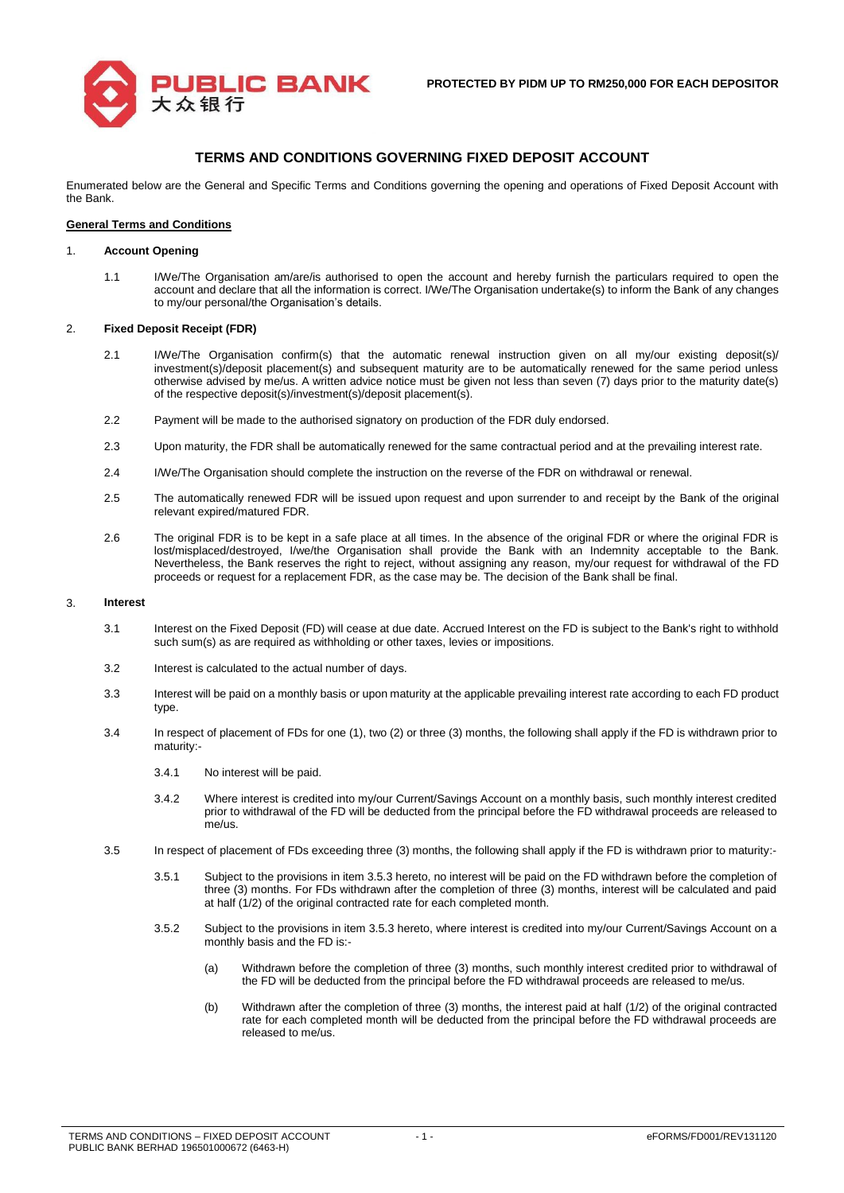PUBLIC BANK 大众银行

**PROTECTED BY PIDM UP TO RM250,000 FOR EACH DEPOSITOR**

# TERMS AND CONDITIONS GOVERNING FIXED DEPOSIT ACCOUNT

Enumerated below are the General and Specific Terms and Conditions governing the opening and operations of Fixed Deposit Account with the Bank.

**General Terms and Conditions**

1. **Account Opening**

 1.1 I/We/The Organisation am/are/is authorised to open the account and hereby furnish the particulars required to open the account and declare that all the information is correct. I/We/The Organisation undertake(s) to inform the Bank of any changes to my/our personal/the Organisation's details.

2. **Fixed Deposit Receipt (FDR)**

 2.1 I/We/The Organisation confirm(s) that the automatic renewal instruction given on all my/our existing deposit(s)/ investment(s)/deposit placement(s) and subsequent maturity are to be automatically renewed for the same period unless otherwise advised by me/us. A written advice notice must be given not less than seven (7) days prior to the maturity date(s) of the respective deposit(s)/investment(s)/deposit placement(s).

 2.2 Payment will be made to the authorised signatory on production of the FDR duly endorsed.

 2.3 Upon maturity, the FDR shall be automatically renewed for the same contractual period and at the prevailing interest rate.

 2.4 I/We/The Organisation should complete the instruction on the reverse of the FDR on withdrawal or renewal.

 2.5 The automatically renewed FDR will be issued upon request and upon surrender to and receipt by the Bank of the original relevant expired/matured FDR.

 2.6 The original FDR is to be kept in a safe place at all times. In the absence of the original FDR or where the original FDR is lost/misplaced/destroyed, I/we/the Organisation shall provide the Bank with an Indemnity acceptable to the Bank. Nevertheless, the Bank reserves the right to reject, without assigning any reason, my/our request for withdrawal of the FD proceeds or request for a replacement FDR, as the case may be. The decision of the Bank shall be final.

3. **Interest**

 3.1 Interest on the Fixed Deposit (FD) will cease at due date. Accrued Interest on the FD is subject to the Bank's right to withhold such sum(s) as are required as withholding or other taxes, levies or impositions.

 3.2 Interest is calculated to the actual number of days.

 3.3 Interest will be paid on a monthly basis or upon maturity at the applicable prevailing interest rate according to each FD product type.

 3.4 In respect of placement of FDs for one (1), two (2) or three (3) months, the following shall apply if the FD is withdrawn prior to maturity:-

  3.4.1 No interest will be paid.

  3.4.2 Where interest is credited into my/our Current/Savings Account on a monthly basis, such monthly interest credited prior to withdrawal of the FD will be deducted from the principal before the FD withdrawal proceeds are released to me/us.

 3.5 In respect of placement of FDs exceeding three (3) months, the following shall apply if the FD is withdrawn prior to maturity:-

  3.5.1 Subject to the provisions in item 3.5.3 hereto, no interest will be paid on the FD withdrawn before the completion of three (3) months. For FDs withdrawn after the completion of three (3) months, interest will be calculated and paid at half (1/2) of the original contracted rate for each completed month.

  3.5.2 Subject to the provisions in item 3.5.3 hereto, where interest is credited into my/our Current/Savings Account on a monthly basis and the FD is:-

   (a) Withdrawn before the completion of three (3) months, such monthly interest credited prior to withdrawal of the FD will be deducted from the principal before the FD withdrawal proceeds are released to me/us.

   (b) Withdrawn after the completion of three (3) months, the interest paid at half (1/2) of the original contracted rate for each completed month will be deducted from the principal before the FD withdrawal proceeds are released to me/us.

TERMS AND CONDITIONS – FIXED DEPOSIT ACCOUNT
PUBLIC BANK BERHAD 196501000672 (6463-H)

eFORMS/FD001/REV131120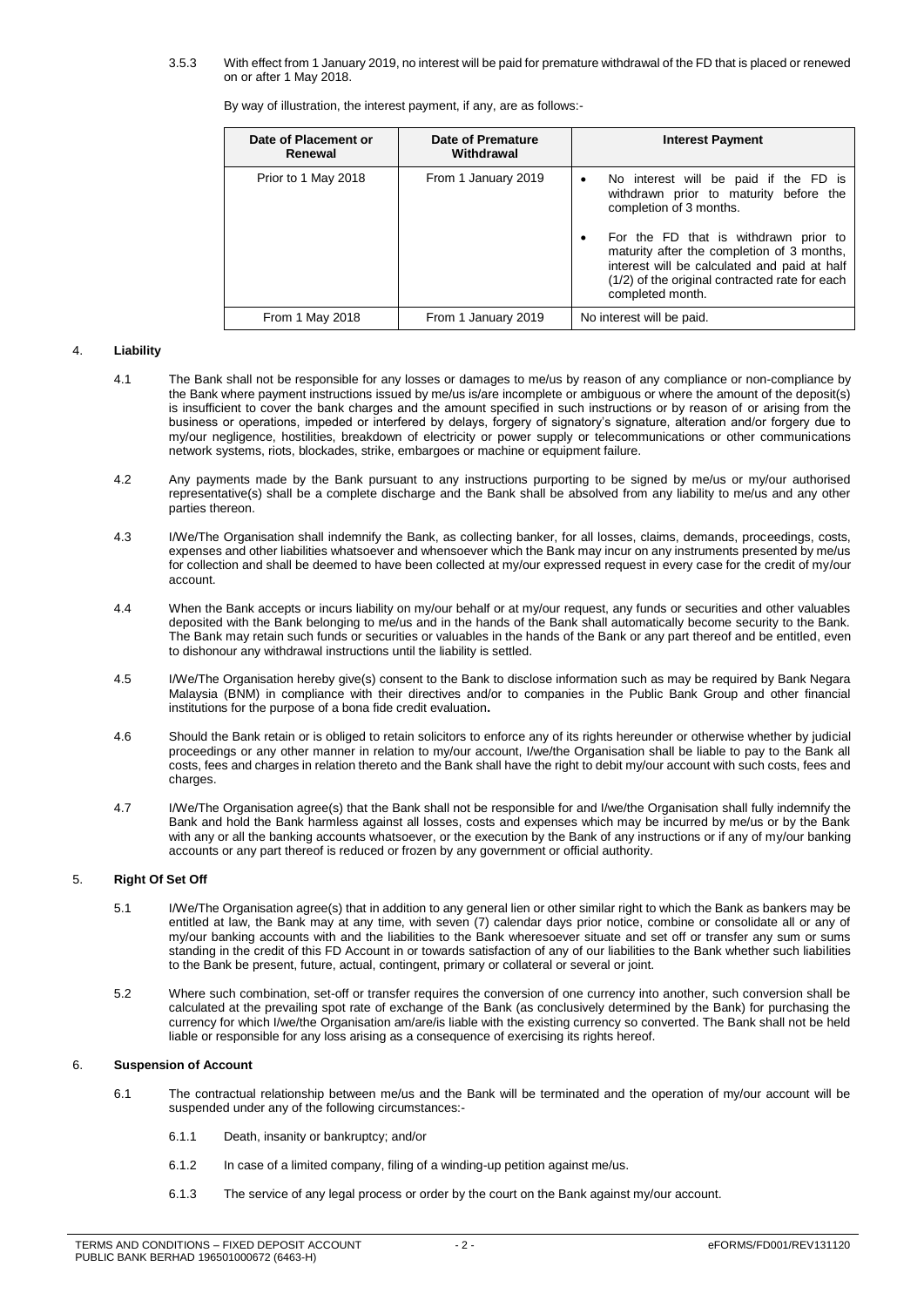3.5.3 With effect from 1 January 2019, no interest will be paid for premature withdrawal of the FD that is placed or renewed on or after 1 May 2018.

By way of illustration, the interest payment, if any, are as follows:-

| Date of Placement or Renewal | Date of Premature Withdrawal | Interest Payment |
|---|---|---|
| Prior to 1 May 2018 | From 1 January 2019 | • No interest will be paid if the FD is withdrawn prior to maturity before the completion of 3 months.<br>• For the FD that is withdrawn prior to maturity after the completion of 3 months, interest will be calculated and paid at half (1/2) of the original contracted rate for each completed month. |
| From 1 May 2018 | From 1 January 2019 | No interest will be paid. |

## 4. **Liability**

4.1 The Bank shall not be responsible for any losses or damages to me/us by reason of any compliance or non-compliance by the Bank where payment instructions issued by me/us is/are incomplete or ambiguous or where the amount of the deposit(s) is insufficient to cover the bank charges and the amount specified in such instructions or by reason of or arising from the business or operations, impeded or interfered by delays, forgery of signatory's signature, alteration and/or forgery due to my/our negligence, hostilities, breakdown of electricity or power supply or telecommunications or other communications network systems, riots, blockades, strike, embargoes or machine or equipment failure.

4.2 Any payments made by the Bank pursuant to any instructions purporting to be signed by me/us or my/our authorised representative(s) shall be a complete discharge and the Bank shall be absolved from any liability to me/us and any other parties thereon.

4.3 I/We/The Organisation shall indemnify the Bank, as collecting banker, for all losses, claims, demands, proceedings, costs, expenses and other liabilities whatsoever and whensoever which the Bank may incur on any instruments presented by me/us for collection and shall be deemed to have been collected at my/our expressed request in every case for the credit of my/our account.

4.4 When the Bank accepts or incurs liability on my/our behalf or at my/our request, any funds or securities and other valuables deposited with the Bank belonging to me/us and in the hands of the Bank shall automatically become security to the Bank. The Bank may retain such funds or securities or valuables in the hands of the Bank or any part thereof and be entitled, even to dishonour any withdrawal instructions until the liability is settled.

4.5 I/We/The Organisation hereby give(s) consent to the Bank to disclose information such as may be required by Bank Negara Malaysia (BNM) in compliance with their directives and/or to companies in the Public Bank Group and other financial institutions for the purpose of a bona fide credit evaluation**.**

4.6 Should the Bank retain or is obliged to retain solicitors to enforce any of its rights hereunder or otherwise whether by judicial proceedings or any other manner in relation to my/our account, I/we/the Organisation shall be liable to pay to the Bank all costs, fees and charges in relation thereto and the Bank shall have the right to debit my/our account with such costs, fees and charges.

4.7 I/We/The Organisation agree(s) that the Bank shall not be responsible for and I/we/the Organisation shall fully indemnify the Bank and hold the Bank harmless against all losses, costs and expenses which may be incurred by me/us or by the Bank with any or all the banking accounts whatsoever, or the execution by the Bank of any instructions or if any of my/our banking accounts or any part thereof is reduced or frozen by any government or official authority.

## 5. **Right Of Set Off**

5.1 I/We/The Organisation agree(s) that in addition to any general lien or other similar right to which the Bank as bankers may be entitled at law, the Bank may at any time, with seven (7) calendar days prior notice, combine or consolidate all or any of my/our banking accounts with and the liabilities to the Bank wheresoever situate and set off or transfer any sum or sums standing in the credit of this FD Account in or towards satisfaction of any of our liabilities to the Bank whether such liabilities to the Bank be present, future, actual, contingent, primary or collateral or several or joint.

5.2 Where such combination, set-off or transfer requires the conversion of one currency into another, such conversion shall be calculated at the prevailing spot rate of exchange of the Bank (as conclusively determined by the Bank) for purchasing the currency for which I/we/the Organisation am/are/is liable with the existing currency so converted. The Bank shall not be held liable or responsible for any loss arising as a consequence of exercising its rights hereof.

## 6. **Suspension of Account**

6.1 The contractual relationship between me/us and the Bank will be terminated and the operation of my/our account will be suspended under any of the following circumstances:-

6.1.1 Death, insanity or bankruptcy; and/or

6.1.2 In case of a limited company, filing of a winding-up petition against me/us.

6.1.3 The service of any legal process or order by the court on the Bank against my/our account.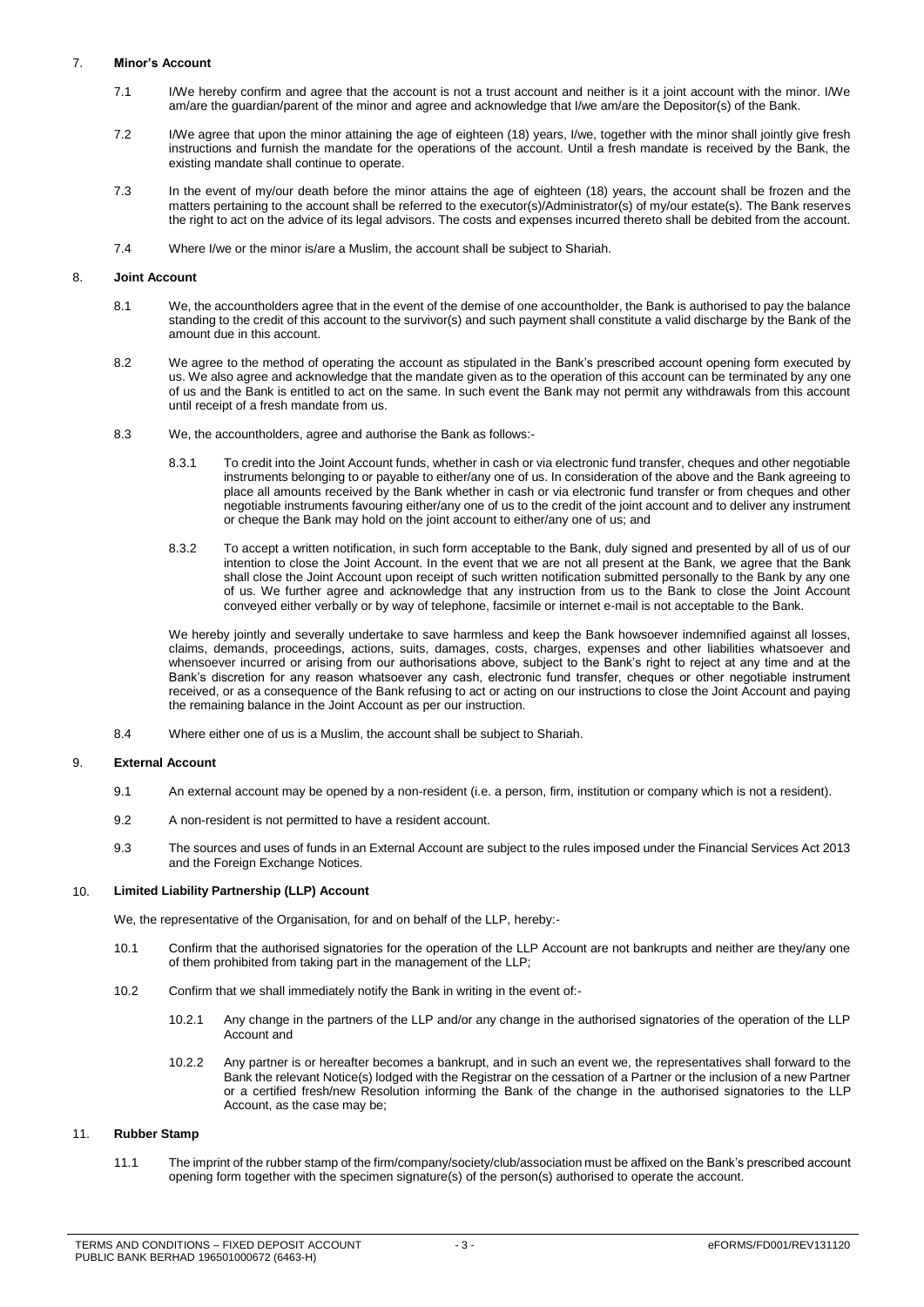## 7. **Minor's Account**

7.1 I/We hereby confirm and agree that the account is not a trust account and neither is it a joint account with the minor. I/We am/are the guardian/parent of the minor and agree and acknowledge that I/we am/are the Depositor(s) of the Bank.

7.2 I/We agree that upon the minor attaining the age of eighteen (18) years, I/we, together with the minor shall jointly give fresh instructions and furnish the mandate for the operations of the account. Until a fresh mandate is received by the Bank, the existing mandate shall continue to operate.

7.3 In the event of my/our death before the minor attains the age of eighteen (18) years, the account shall be frozen and the matters pertaining to the account shall be referred to the executor(s)/Administrator(s) of my/our estate(s). The Bank reserves the right to act on the advice of its legal advisors. The costs and expenses incurred thereto shall be debited from the account.

7.4 Where I/we or the minor is/are a Muslim, the account shall be subject to Shariah.

## 8. **Joint Account**

8.1 We, the accountholders agree that in the event of the demise of one accountholder, the Bank is authorised to pay the balance standing to the credit of this account to the survivor(s) and such payment shall constitute a valid discharge by the Bank of the amount due in this account.

8.2 We agree to the method of operating the account as stipulated in the Bank's prescribed account opening form executed by us. We also agree and acknowledge that the mandate given as to the operation of this account can be terminated by any one of us and the Bank is entitled to act on the same. In such event the Bank may not permit any withdrawals from this account until receipt of a fresh mandate from us.

8.3 We, the accountholders, agree and authorise the Bank as follows:-

8.3.1 To credit into the Joint Account funds, whether in cash or via electronic fund transfer, cheques and other negotiable instruments belonging to or payable to either/any one of us. In consideration of the above and the Bank agreeing to place all amounts received by the Bank whether in cash or via electronic fund transfer or from cheques and other negotiable instruments favouring either/any one of us to the credit of the joint account and to deliver any instrument or cheque the Bank may hold on the joint account to either/any one of us; and

8.3.2 To accept a written notification, in such form acceptable to the Bank, duly signed and presented by all of us of our intention to close the Joint Account. In the event that we are not all present at the Bank, we agree that the Bank shall close the Joint Account upon receipt of such written notification submitted personally to the Bank by any one of us. We further agree and acknowledge that any instruction from us to the Bank to close the Joint Account conveyed either verbally or by way of telephone, facsimile or internet e-mail is not acceptable to the Bank.

We hereby jointly and severally undertake to save harmless and keep the Bank howsoever indemnified against all losses, claims, demands, proceedings, actions, suits, damages, costs, charges, expenses and other liabilities whatsoever and whensoever incurred or arising from our authorisations above, subject to the Bank's right to reject at any time and at the Bank's discretion for any reason whatsoever any cash, electronic fund transfer, cheques or other negotiable instrument received, or as a consequence of the Bank refusing to act or acting on our instructions to close the Joint Account and paying the remaining balance in the Joint Account as per our instruction.

8.4 Where either one of us is a Muslim, the account shall be subject to Shariah.

## 9. **External Account**

9.1 An external account may be opened by a non-resident (i.e. a person, firm, institution or company which is not a resident).

9.2 A non-resident is not permitted to have a resident account.

9.3 The sources and uses of funds in an External Account are subject to the rules imposed under the Financial Services Act 2013 and the Foreign Exchange Notices.

## 10. **Limited Liability Partnership (LLP) Account**

We, the representative of the Organisation, for and on behalf of the LLP, hereby:-

10.1 Confirm that the authorised signatories for the operation of the LLP Account are not bankrupts and neither are they/any one of them prohibited from taking part in the management of the LLP;

10.2 Confirm that we shall immediately notify the Bank in writing in the event of:-

10.2.1 Any change in the partners of the LLP and/or any change in the authorised signatories of the operation of the LLP Account and

10.2.2 Any partner is or hereafter becomes a bankrupt, and in such an event we, the representatives shall forward to the Bank the relevant Notice(s) lodged with the Registrar on the cessation of a Partner or the inclusion of a new Partner or a certified fresh/new Resolution informing the Bank of the change in the authorised signatories to the LLP Account, as the case may be;

## 11. **Rubber Stamp**

11.1 The imprint of the rubber stamp of the firm/company/society/club/association must be affixed on the Bank's prescribed account opening form together with the specimen signature(s) of the person(s) authorised to operate the account.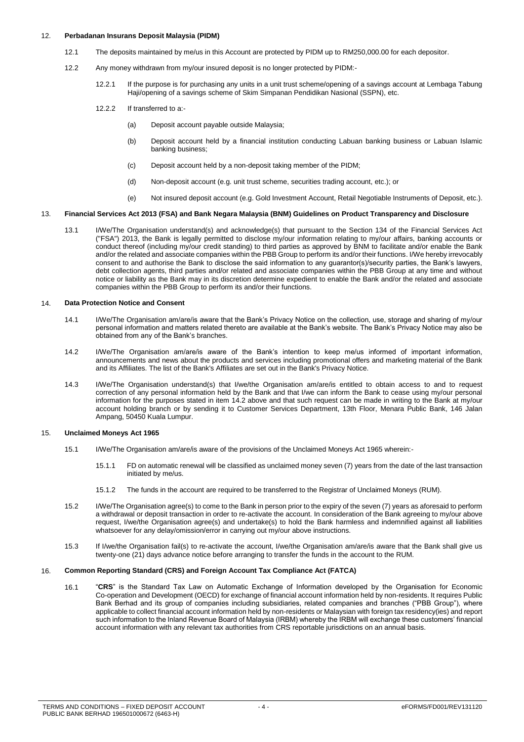12. **Perbadanan Insurans Deposit Malaysia (PIDM)**

12.1 The deposits maintained by me/us in this Account are protected by PIDM up to RM250,000.00 for each depositor.

12.2 Any money withdrawn from my/our insured deposit is no longer protected by PIDM:-

12.2.1 If the purpose is for purchasing any units in a unit trust scheme/opening of a savings account at Lembaga Tabung Haji/opening of a savings scheme of Skim Simpanan Pendidikan Nasional (SSPN), etc.

12.2.2 If transferred to a:-

(a) Deposit account payable outside Malaysia;

(b) Deposit account held by a financial institution conducting Labuan banking business or Labuan Islamic banking business;

(c) Deposit account held by a non-deposit taking member of the PIDM;

(d) Non-deposit account (e.g. unit trust scheme, securities trading account, etc.); or

(e) Not insured deposit account (e.g. Gold Investment Account, Retail Negotiable Instruments of Deposit, etc.).

13. **Financial Services Act 2013 (FSA) and Bank Negara Malaysia (BNM) Guidelines on Product Transparency and Disclosure**

13.1 I/We/The Organisation understand(s) and acknowledge(s) that pursuant to the Section 134 of the Financial Services Act ("FSA") 2013, the Bank is legally permitted to disclose my/our information relating to my/our affairs, banking accounts or conduct thereof (including my/our credit standing) to third parties as approved by BNM to facilitate and/or enable the Bank and/or the related and associate companies within the PBB Group to perform its and/or their functions. I/We hereby irrevocably consent to and authorise the Bank to disclose the said information to any guarantor(s)/security parties, the Bank's lawyers, debt collection agents, third parties and/or related and associate companies within the PBB Group at any time and without notice or liability as the Bank may in its discretion determine expedient to enable the Bank and/or the related and associate companies within the PBB Group to perform its and/or their functions.

14. **Data Protection Notice and Consent**

14.1 I/We/The Organisation am/are/is aware that the Bank's Privacy Notice on the collection, use, storage and sharing of my/our personal information and matters related thereto are available at the Bank's website. The Bank's Privacy Notice may also be obtained from any of the Bank's branches.

14.2 I/We/The Organisation am/are/is aware of the Bank's intention to keep me/us informed of important information, announcements and news about the products and services including promotional offers and marketing material of the Bank and its Affiliates. The list of the Bank's Affiliates are set out in the Bank's Privacy Notice.

14.3 I/We/The Organisation understand(s) that I/we/the Organisation am/are/is entitled to obtain access to and to request correction of any personal information held by the Bank and that I/we can inform the Bank to cease using my/our personal information for the purposes stated in item 14.2 above and that such request can be made in writing to the Bank at my/our account holding branch or by sending it to Customer Services Department, 13th Floor, Menara Public Bank, 146 Jalan Ampang, 50450 Kuala Lumpur.

15. **Unclaimed Moneys Act 1965**

15.1 I/We/The Organisation am/are/is aware of the provisions of the Unclaimed Moneys Act 1965 wherein:-

15.1.1 FD on automatic renewal will be classified as unclaimed money seven (7) years from the date of the last transaction initiated by me/us.

15.1.2 The funds in the account are required to be transferred to the Registrar of Unclaimed Moneys (RUM).

15.2 I/We/The Organisation agree(s) to come to the Bank in person prior to the expiry of the seven (7) years as aforesaid to perform a withdrawal or deposit transaction in order to re-activate the account. In consideration of the Bank agreeing to my/our above request, I/we/the Organisation agree(s) and undertake(s) to hold the Bank harmless and indemnified against all liabilities whatsoever for any delay/omission/error in carrying out my/our above instructions.

15.3 If I/we/the Organisation fail(s) to re-activate the account, I/we/the Organisation am/are/is aware that the Bank shall give us twenty-one (21) days advance notice before arranging to transfer the funds in the account to the RUM.

16. **Common Reporting Standard (CRS) and Foreign Account Tax Compliance Act (FATCA)**

16.1 "**CRS**" is the Standard Tax Law on Automatic Exchange of Information developed by the Organisation for Economic Co-operation and Development (OECD) for exchange of financial account information held by non-residents. It requires Public Bank Berhad and its group of companies including subsidiaries, related companies and branches ("PBB Group"), where applicable to collect financial account information held by non-residents or Malaysian with foreign tax residency(ies) and report such information to the Inland Revenue Board of Malaysia (IRBM) whereby the IRBM will exchange these customers' financial account information with any relevant tax authorities from CRS reportable jurisdictions on an annual basis.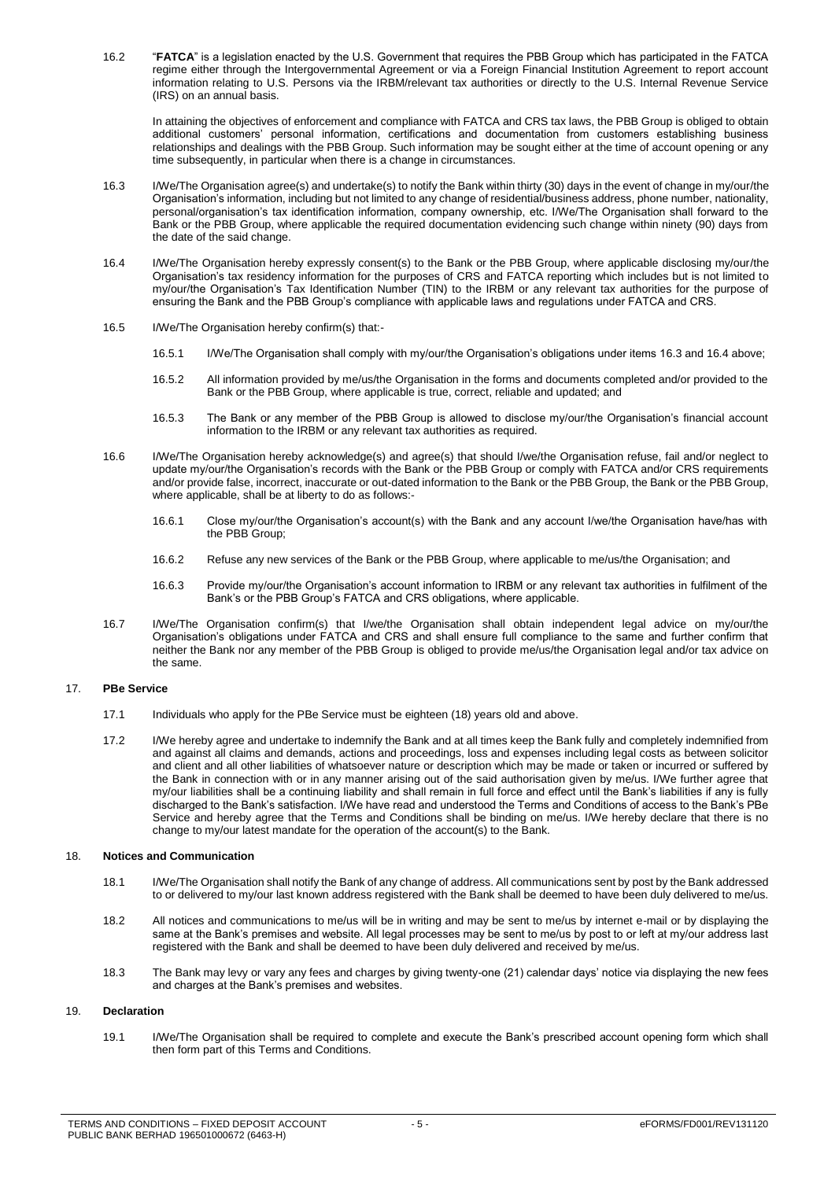16.2 "**FATCA**" is a legislation enacted by the U.S. Government that requires the PBB Group which has participated in the FATCA regime either through the Intergovernmental Agreement or via a Foreign Financial Institution Agreement to report account information relating to U.S. Persons via the IRBM/relevant tax authorities or directly to the U.S. Internal Revenue Service (IRS) on an annual basis.

In attaining the objectives of enforcement and compliance with FATCA and CRS tax laws, the PBB Group is obliged to obtain additional customers' personal information, certifications and documentation from customers establishing business relationships and dealings with the PBB Group. Such information may be sought either at the time of account opening or any time subsequently, in particular when there is a change in circumstances.

16.3 I/We/The Organisation agree(s) and undertake(s) to notify the Bank within thirty (30) days in the event of change in my/our/the Organisation's information, including but not limited to any change of residential/business address, phone number, nationality, personal/organisation's tax identification information, company ownership, etc. I/We/The Organisation shall forward to the Bank or the PBB Group, where applicable the required documentation evidencing such change within ninety (90) days from the date of the said change.

16.4 I/We/The Organisation hereby expressly consent(s) to the Bank or the PBB Group, where applicable disclosing my/our/the Organisation's tax residency information for the purposes of CRS and FATCA reporting which includes but is not limited to my/our/the Organisation's Tax Identification Number (TIN) to the IRBM or any relevant tax authorities for the purpose of ensuring the Bank and the PBB Group's compliance with applicable laws and regulations under FATCA and CRS.

16.5 I/We/The Organisation hereby confirm(s) that:-

16.5.1 I/We/The Organisation shall comply with my/our/the Organisation's obligations under items 16.3 and 16.4 above;

16.5.2 All information provided by me/us/the Organisation in the forms and documents completed and/or provided to the Bank or the PBB Group, where applicable is true, correct, reliable and updated; and

16.5.3 The Bank or any member of the PBB Group is allowed to disclose my/our/the Organisation's financial account information to the IRBM or any relevant tax authorities as required.

16.6 I/We/The Organisation hereby acknowledge(s) and agree(s) that should I/we/the Organisation refuse, fail and/or neglect to update my/our/the Organisation's records with the Bank or the PBB Group or comply with FATCA and/or CRS requirements and/or provide false, incorrect, inaccurate or out-dated information to the Bank or the PBB Group, the Bank or the PBB Group, where applicable, shall be at liberty to do as follows:-

16.6.1 Close my/our/the Organisation's account(s) with the Bank and any account I/we/the Organisation have/has with the PBB Group;

16.6.2 Refuse any new services of the Bank or the PBB Group, where applicable to me/us/the Organisation; and

16.6.3 Provide my/our/the Organisation's account information to IRBM or any relevant tax authorities in fulfilment of the Bank's or the PBB Group's FATCA and CRS obligations, where applicable.

16.7 I/We/The Organisation confirm(s) that I/we/the Organisation shall obtain independent legal advice on my/our/the Organisation's obligations under FATCA and CRS and shall ensure full compliance to the same and further confirm that neither the Bank nor any member of the PBB Group is obliged to provide me/us/the Organisation legal and/or tax advice on the same.

## 17. PBe Service

17.1 Individuals who apply for the PBe Service must be eighteen (18) years old and above.

17.2 I/We hereby agree and undertake to indemnify the Bank and at all times keep the Bank fully and completely indemnified from and against all claims and demands, actions and proceedings, loss and expenses including legal costs as between solicitor and client and all other liabilities of whatsoever nature or description which may be made or taken or incurred or suffered by the Bank in connection with or in any manner arising out of the said authorisation given by me/us. I/We further agree that my/our liabilities shall be a continuing liability and shall remain in full force and effect until the Bank's liabilities if any is fully discharged to the Bank's satisfaction. I/We have read and understood the Terms and Conditions of access to the Bank's PBe Service and hereby agree that the Terms and Conditions shall be binding on me/us. I/We hereby declare that there is no change to my/our latest mandate for the operation of the account(s) to the Bank.

## 18. Notices and Communication

18.1 I/We/The Organisation shall notify the Bank of any change of address. All communications sent by post by the Bank addressed to or delivered to my/our last known address registered with the Bank shall be deemed to have been duly delivered to me/us.

18.2 All notices and communications to me/us will be in writing and may be sent to me/us by internet e-mail or by displaying the same at the Bank's premises and website. All legal processes may be sent to me/us by post to or left at my/our address last registered with the Bank and shall be deemed to have been duly delivered and received by me/us.

18.3 The Bank may levy or vary any fees and charges by giving twenty-one (21) calendar days' notice via displaying the new fees and charges at the Bank's premises and websites.

## 19. Declaration

19.1 I/We/The Organisation shall be required to complete and execute the Bank's prescribed account opening form which shall then form part of this Terms and Conditions.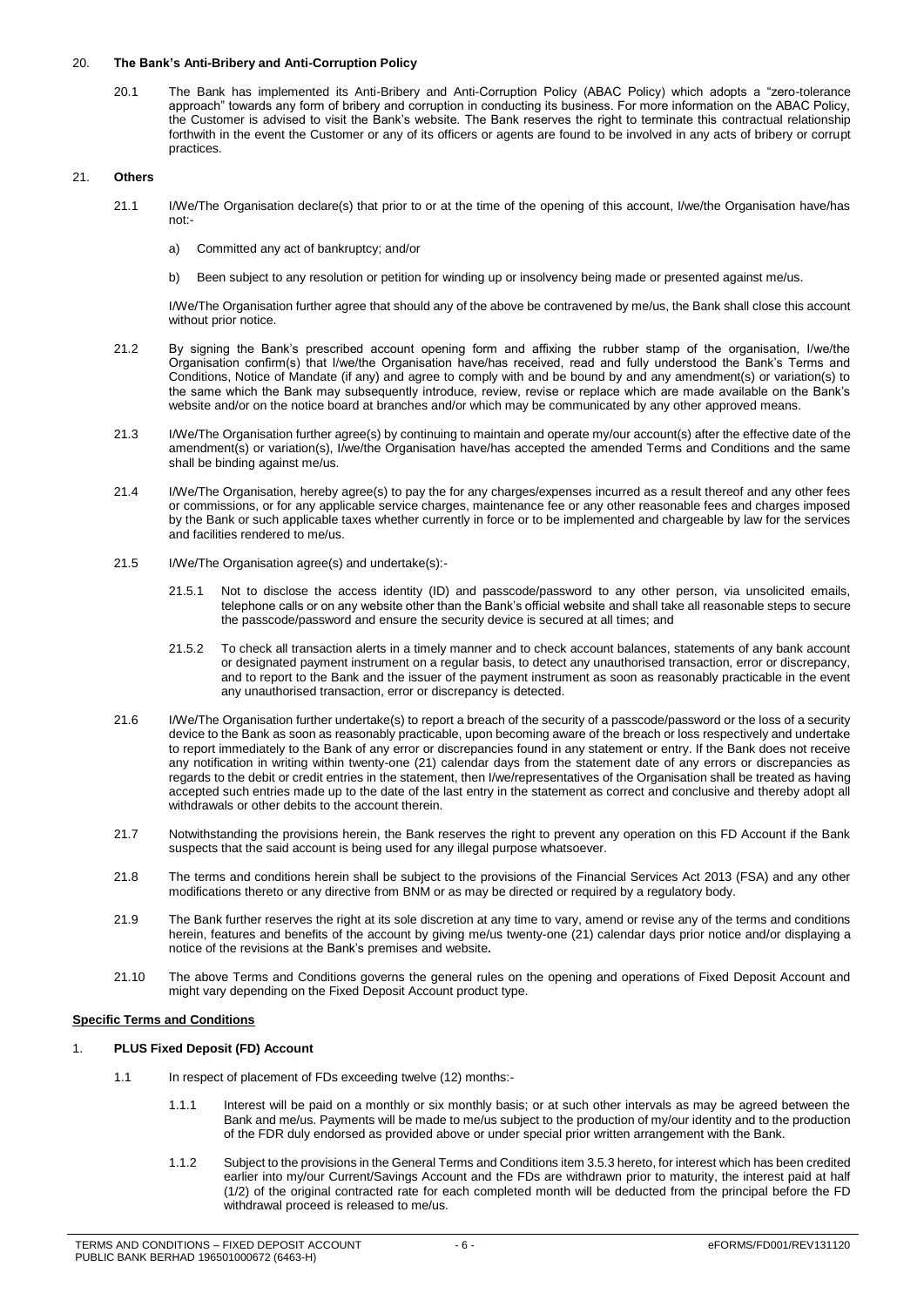20. **The Bank's Anti-Bribery and Anti-Corruption Policy**

20.1 The Bank has implemented its Anti-Bribery and Anti-Corruption Policy (ABAC Policy) which adopts a "zero-tolerance approach" towards any form of bribery and corruption in conducting its business. For more information on the ABAC Policy, the Customer is advised to visit the Bank's website. The Bank reserves the right to terminate this contractual relationship forthwith in the event the Customer or any of its officers or agents are found to be involved in any acts of bribery or corrupt practices.

21. **Others**

21.1 I/We/The Organisation declare(s) that prior to or at the time of the opening of this account, I/we/the Organisation have/has not:-

a) Committed any act of bankruptcy; and/or

b) Been subject to any resolution or petition for winding up or insolvency being made or presented against me/us.

I/We/The Organisation further agree that should any of the above be contravened by me/us, the Bank shall close this account without prior notice.

21.2 By signing the Bank's prescribed account opening form and affixing the rubber stamp of the organisation, I/we/the Organisation confirm(s) that I/we/the Organisation have/has received, read and fully understood the Bank's Terms and Conditions, Notice of Mandate (if any) and agree to comply with and be bound by and any amendment(s) or variation(s) to the same which the Bank may subsequently introduce, review, revise or replace which are made available on the Bank's website and/or on the notice board at branches and/or which may be communicated by any other approved means.

21.3 I/We/The Organisation further agree(s) by continuing to maintain and operate my/our account(s) after the effective date of the amendment(s) or variation(s), I/we/the Organisation have/has accepted the amended Terms and Conditions and the same shall be binding against me/us.

21.4 I/We/The Organisation, hereby agree(s) to pay the for any charges/expenses incurred as a result thereof and any other fees or commissions, or for any applicable service charges, maintenance fee or any other reasonable fees and charges imposed by the Bank or such applicable taxes whether currently in force or to be implemented and chargeable by law for the services and facilities rendered to me/us.

21.5 I/We/The Organisation agree(s) and undertake(s):-

21.5.1 Not to disclose the access identity (ID) and passcode/password to any other person, via unsolicited emails, telephone calls or on any website other than the Bank's official website and shall take all reasonable steps to secure the passcode/password and ensure the security device is secured at all times; and

21.5.2 To check all transaction alerts in a timely manner and to check account balances, statements of any bank account or designated payment instrument on a regular basis, to detect any unauthorised transaction, error or discrepancy, and to report to the Bank and the issuer of the payment instrument as soon as reasonably practicable in the event any unauthorised transaction, error or discrepancy is detected.

21.6 I/We/The Organisation further undertake(s) to report a breach of the security of a passcode/password or the loss of a security device to the Bank as soon as reasonably practicable, upon becoming aware of the breach or loss respectively and undertake to report immediately to the Bank of any error or discrepancies found in any statement or entry. If the Bank does not receive any notification in writing within twenty-one (21) calendar days from the statement date of any errors or discrepancies as regards to the debit or credit entries in the statement, then I/we/representatives of the Organisation shall be treated as having accepted such entries made up to the date of the last entry in the statement as correct and conclusive and thereby adopt all withdrawals or other debits to the account therein.

21.7 Notwithstanding the provisions herein, the Bank reserves the right to prevent any operation on this FD Account if the Bank suspects that the said account is being used for any illegal purpose whatsoever.

21.8 The terms and conditions herein shall be subject to the provisions of the Financial Services Act 2013 (FSA) and any other modifications thereto or any directive from BNM or as may be directed or required by a regulatory body.

21.9 The Bank further reserves the right at its sole discretion at any time to vary, amend or revise any of the terms and conditions herein, features and benefits of the account by giving me/us twenty-one (21) calendar days prior notice and/or displaying a notice of the revisions at the Bank's premises and website**.**

21.10 The above Terms and Conditions governs the general rules on the opening and operations of Fixed Deposit Account and might vary depending on the Fixed Deposit Account product type.

**Specific Terms and Conditions**

1. **PLUS Fixed Deposit (FD) Account**

1.1 In respect of placement of FDs exceeding twelve (12) months:-

1.1.1 Interest will be paid on a monthly or six monthly basis; or at such other intervals as may be agreed between the Bank and me/us. Payments will be made to me/us subject to the production of my/our identity and to the production of the FDR duly endorsed as provided above or under special prior written arrangement with the Bank.

1.1.2 Subject to the provisions in the General Terms and Conditions item 3.5.3 hereto, for interest which has been credited earlier into my/our Current/Savings Account and the FDs are withdrawn prior to maturity, the interest paid at half (1/2) of the original contracted rate for each completed month will be deducted from the principal before the FD withdrawal proceed is released to me/us.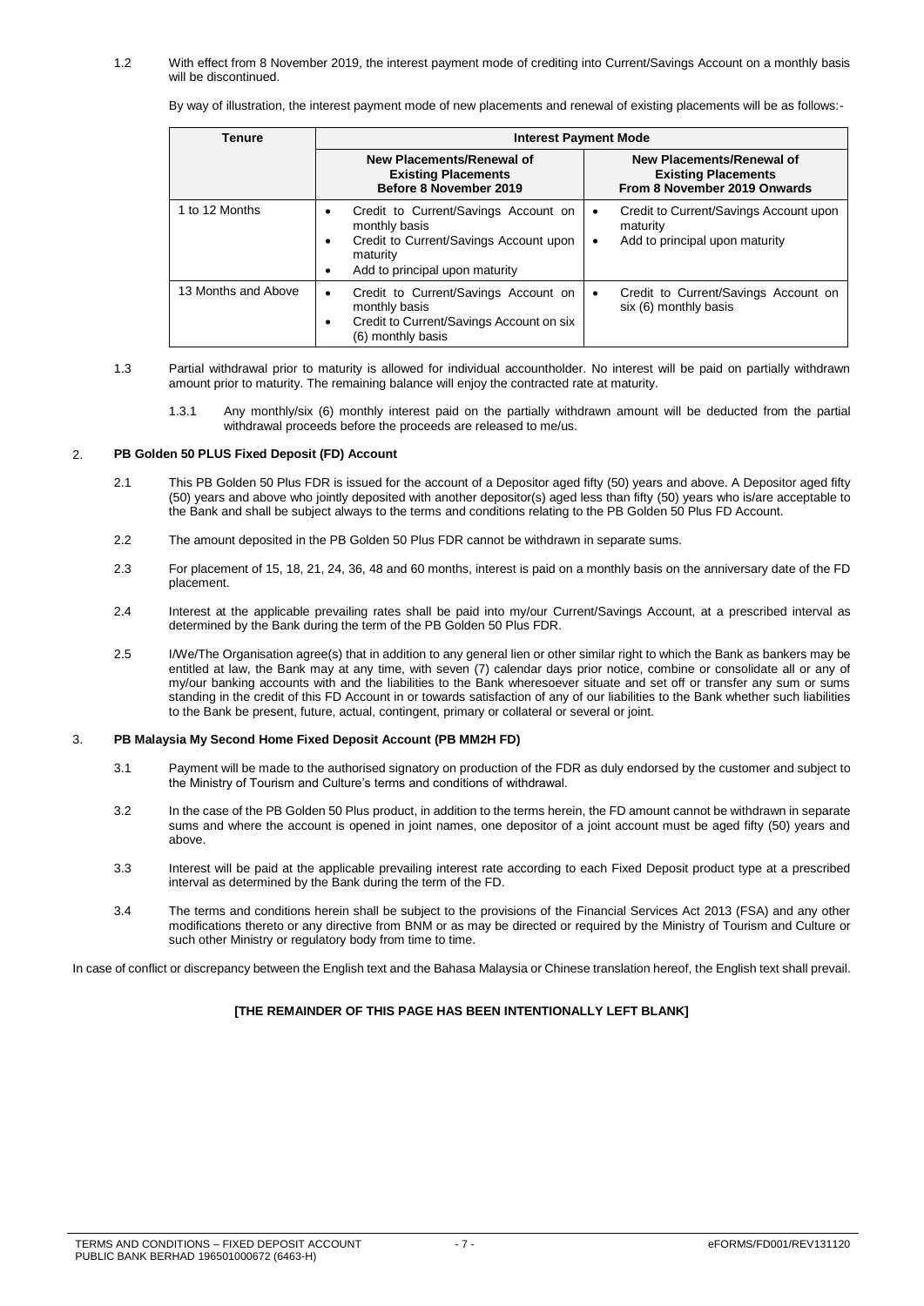1.2 With effect from 8 November 2019, the interest payment mode of crediting into Current/Savings Account on a monthly basis will be discontinued.

By way of illustration, the interest payment mode of new placements and renewal of existing placements will be as follows:-

| Tenure | Interest Payment Mode | |
|---|---|---|
| | **New Placements/Renewal of Existing Placements Before 8 November 2019** | **New Placements/Renewal of Existing Placements From 8 November 2019 Onwards** |
| 1 to 12 Months | • Credit to Current/Savings Account on monthly basis<br>• Credit to Current/Savings Account upon maturity<br>• Add to principal upon maturity | • Credit to Current/Savings Account upon maturity<br>• Add to principal upon maturity |
| 13 Months and Above | • Credit to Current/Savings Account on monthly basis<br>• Credit to Current/Savings Account on six (6) monthly basis | • Credit to Current/Savings Account on six (6) monthly basis |

1.3 Partial withdrawal prior to maturity is allowed for individual accountholder. No interest will be paid on partially withdrawn amount prior to maturity. The remaining balance will enjoy the contracted rate at maturity.

1.3.1 Any monthly/six (6) monthly interest paid on the partially withdrawn amount will be deducted from the partial withdrawal proceeds before the proceeds are released to me/us.

## 2. PB Golden 50 PLUS Fixed Deposit (FD) Account

2.1 This PB Golden 50 Plus FDR is issued for the account of a Depositor aged fifty (50) years and above. A Depositor aged fifty (50) years and above who jointly deposited with another depositor(s) aged less than fifty (50) years who is/are acceptable to the Bank and shall be subject always to the terms and conditions relating to the PB Golden 50 Plus FD Account.

2.2 The amount deposited in the PB Golden 50 Plus FDR cannot be withdrawn in separate sums.

2.3 For placement of 15, 18, 21, 24, 36, 48 and 60 months, interest is paid on a monthly basis on the anniversary date of the FD placement.

2.4 Interest at the applicable prevailing rates shall be paid into my/our Current/Savings Account, at a prescribed interval as determined by the Bank during the term of the PB Golden 50 Plus FDR.

2.5 I/We/The Organisation agree(s) that in addition to any general lien or other similar right to which the Bank as bankers may be entitled at law, the Bank may at any time, with seven (7) calendar days prior notice, combine or consolidate all or any of my/our banking accounts with and the liabilities to the Bank wheresoever situate and set off or transfer any sum or sums standing in the credit of this FD Account in or towards satisfaction of any of our liabilities to the Bank whether such liabilities to the Bank be present, future, actual, contingent, primary or collateral or several or joint.

## 3. PB Malaysia My Second Home Fixed Deposit Account (PB MM2H FD)

3.1 Payment will be made to the authorised signatory on production of the FDR as duly endorsed by the customer and subject to the Ministry of Tourism and Culture's terms and conditions of withdrawal.

3.2 In the case of the PB Golden 50 Plus product, in addition to the terms herein, the FD amount cannot be withdrawn in separate sums and where the account is opened in joint names, one depositor of a joint account must be aged fifty (50) years and above.

3.3 Interest will be paid at the applicable prevailing interest rate according to each Fixed Deposit product type at a prescribed interval as determined by the Bank during the term of the FD.

3.4 The terms and conditions herein shall be subject to the provisions of the Financial Services Act 2013 (FSA) and any other modifications thereto or any directive from BNM or as may be directed or required by the Ministry of Tourism and Culture or such other Ministry or regulatory body from time to time.

In case of conflict or discrepancy between the English text and the Bahasa Malaysia or Chinese translation hereof, the English text shall prevail.

**[THE REMAINDER OF THIS PAGE HAS BEEN INTENTIONALLY LEFT BLANK]**